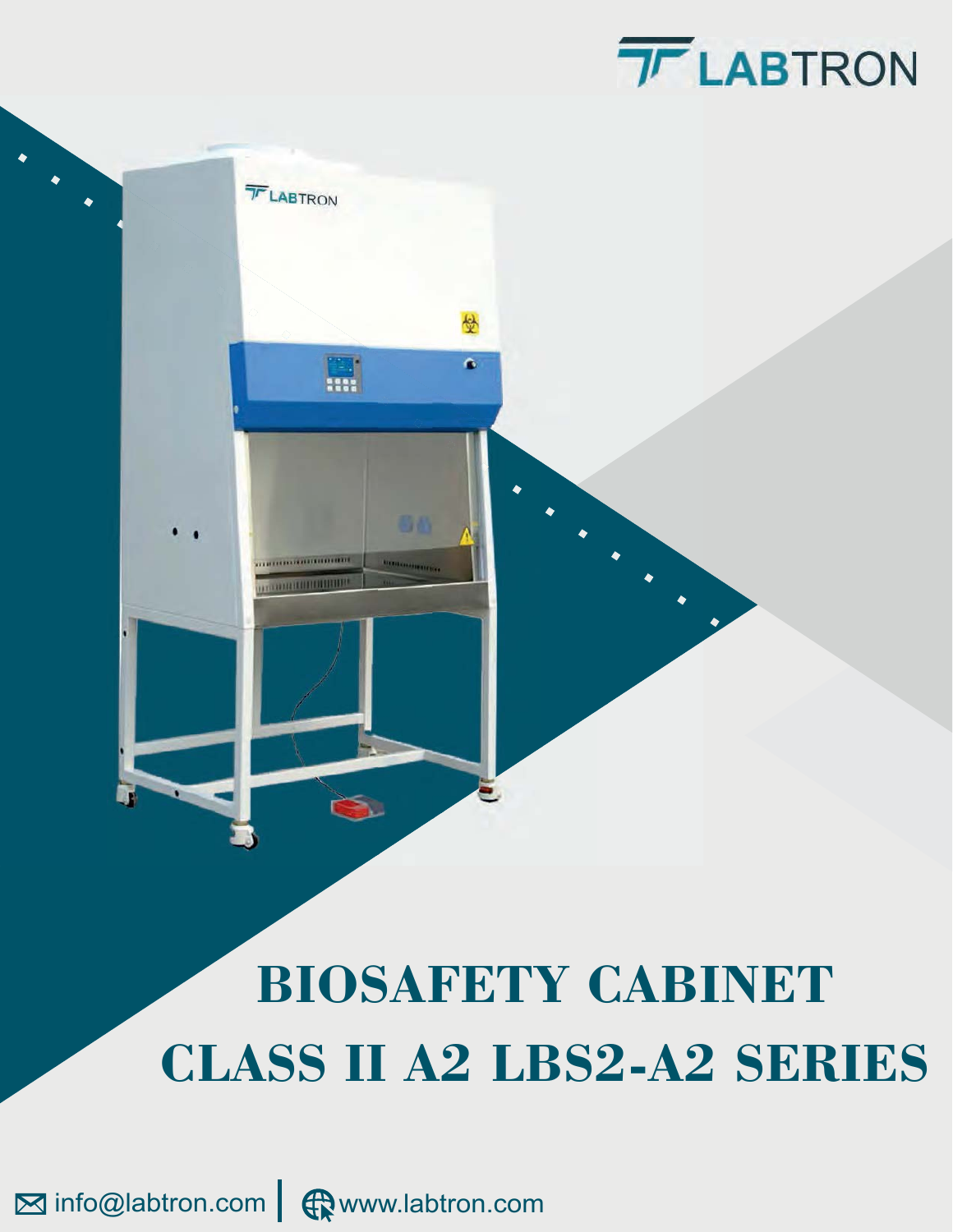LABTRON

# BIOSAFETY CABINET
# CLASS II A2 LBS2-A2 SERIES

info@labtron.com | www.labtron.com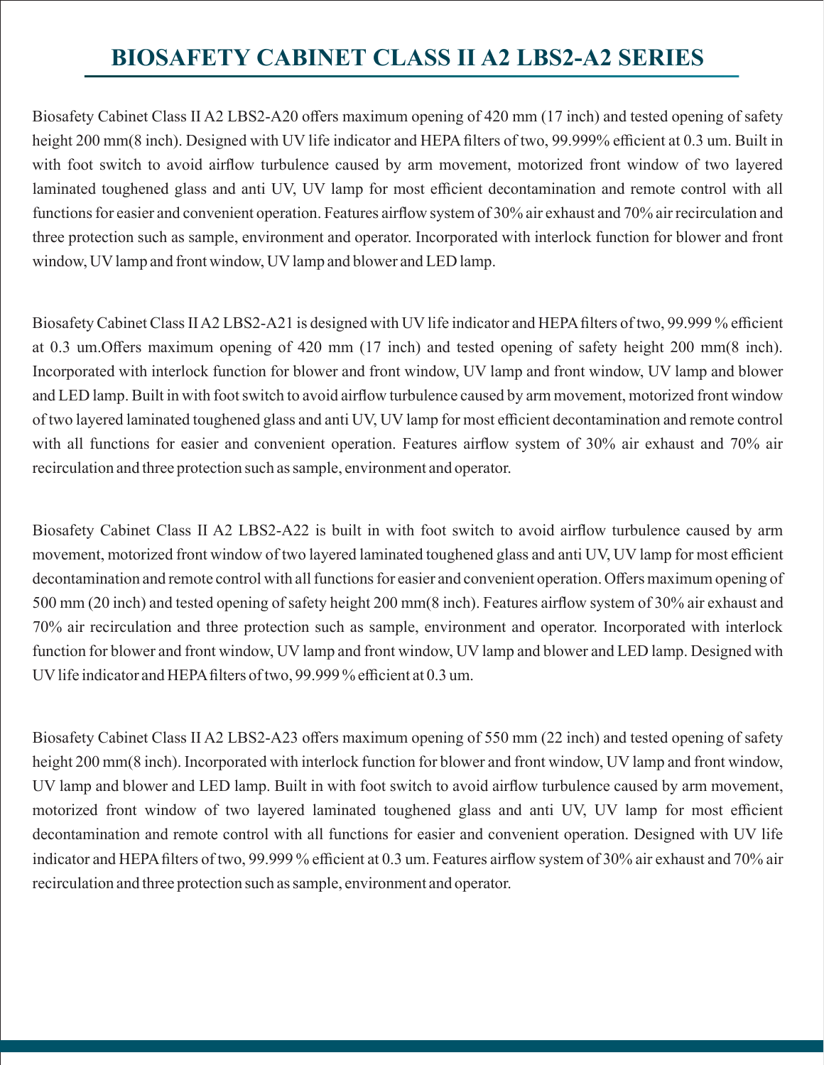# BIOSAFETY CABINET CLASS II A2 LBS2-A2 SERIES

Biosafety Cabinet Class II A2 LBS2-A20 offers maximum opening of 420 mm (17 inch) and tested opening of safety height 200 mm(8 inch). Designed with UV life indicator and HEPA filters of two, 99.999% efficient at 0.3 um. Built in with foot switch to avoid airflow turbulence caused by arm movement, motorized front window of two layered laminated toughened glass and anti UV, UV lamp for most efficient decontamination and remote control with all functions for easier and convenient operation. Features airflow system of 30% air exhaust and 70% air recirculation and three protection such as sample, environment and operator. Incorporated with interlock function for blower and front window, UV lamp and front window, UV lamp and blower and LED lamp.

Biosafety Cabinet Class II A2 LBS2-A21 is designed with UV life indicator and HEPA filters of two, 99.999 % efficient at 0.3 um.Offers maximum opening of 420 mm (17 inch) and tested opening of safety height 200 mm(8 inch). Incorporated with interlock function for blower and front window, UV lamp and front window, UV lamp and blower and LED lamp. Built in with foot switch to avoid airflow turbulence caused by arm movement, motorized front window of two layered laminated toughened glass and anti UV, UV lamp for most efficient decontamination and remote control with all functions for easier and convenient operation. Features airflow system of 30% air exhaust and 70% air recirculation and three protection such as sample, environment and operator.

Biosafety Cabinet Class II A2 LBS2-A22 is built in with foot switch to avoid airflow turbulence caused by arm movement, motorized front window of two layered laminated toughened glass and anti UV, UV lamp for most efficient decontamination and remote control with all functions for easier and convenient operation. Offers maximum opening of 500 mm (20 inch) and tested opening of safety height 200 mm(8 inch). Features airflow system of 30% air exhaust and 70% air recirculation and three protection such as sample, environment and operator. Incorporated with interlock function for blower and front window, UV lamp and front window, UV lamp and blower and LED lamp. Designed with UV life indicator and HEPA filters of two, 99.999 % efficient at 0.3 um.

Biosafety Cabinet Class II A2 LBS2-A23 offers maximum opening of 550 mm (22 inch) and tested opening of safety height 200 mm(8 inch). Incorporated with interlock function for blower and front window, UV lamp and front window, UV lamp and blower and LED lamp. Built in with foot switch to avoid airflow turbulence caused by arm movement, motorized front window of two layered laminated toughened glass and anti UV, UV lamp for most efficient decontamination and remote control with all functions for easier and convenient operation. Designed with UV life indicator and HEPA filters of two, 99.999 % efficient at 0.3 um. Features airflow system of 30% air exhaust and 70% air recirculation and three protection such as sample, environment and operator.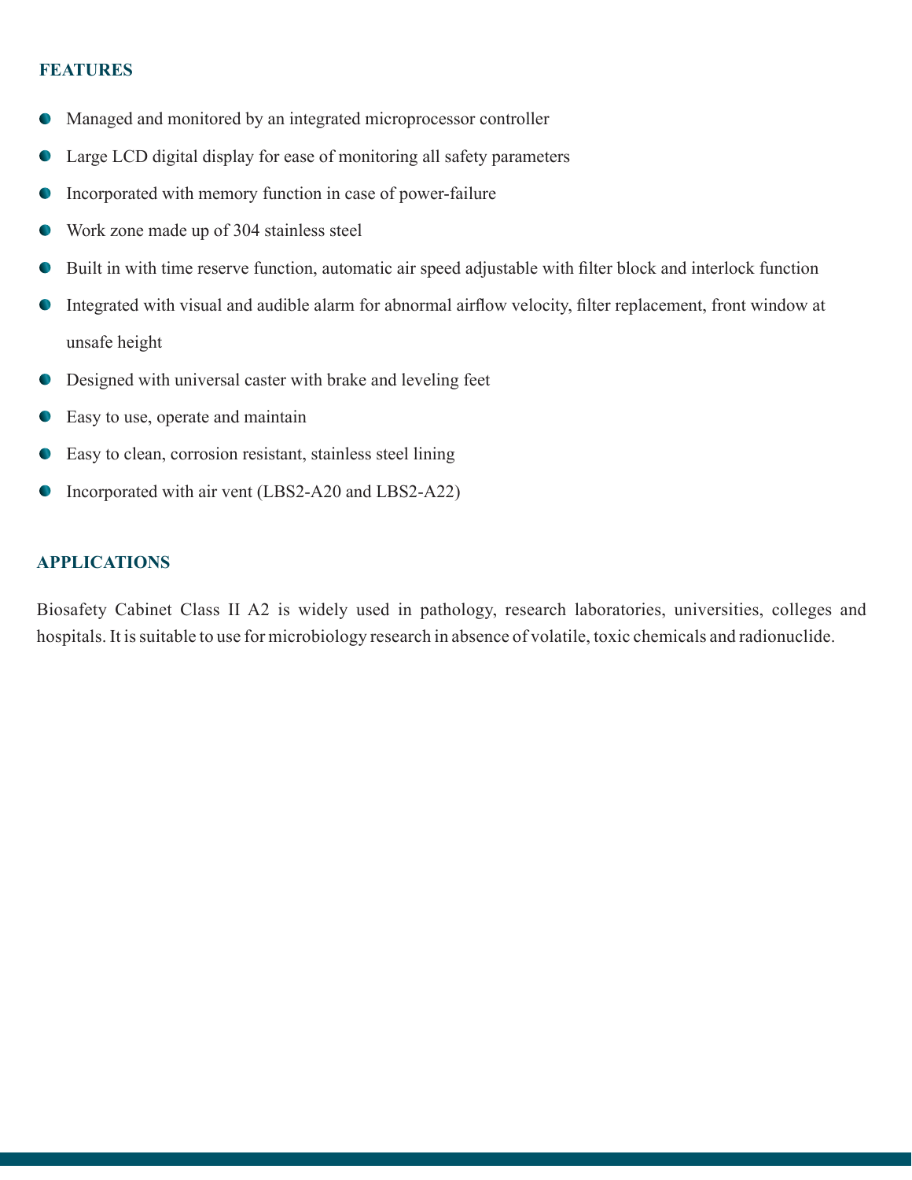## FEATURES

- Managed and monitored by an integrated microprocessor controller
- Large LCD digital display for ease of monitoring all safety parameters
- Incorporated with memory function in case of power-failure
- Work zone made up of 304 stainless steel
- Built in with time reserve function, automatic air speed adjustable with filter block and interlock function
- Integrated with visual and audible alarm for abnormal airflow velocity, filter replacement, front window at unsafe height
- Designed with universal caster with brake and leveling feet
- Easy to use, operate and maintain
- Easy to clean, corrosion resistant, stainless steel lining
- Incorporated with air vent (LBS2-A20 and LBS2-A22)

## APPLICATIONS

Biosafety Cabinet Class II A2 is widely used in pathology, research laboratories, universities, colleges and hospitals. It is suitable to use for microbiology research in absence of volatile, toxic chemicals and radionuclide.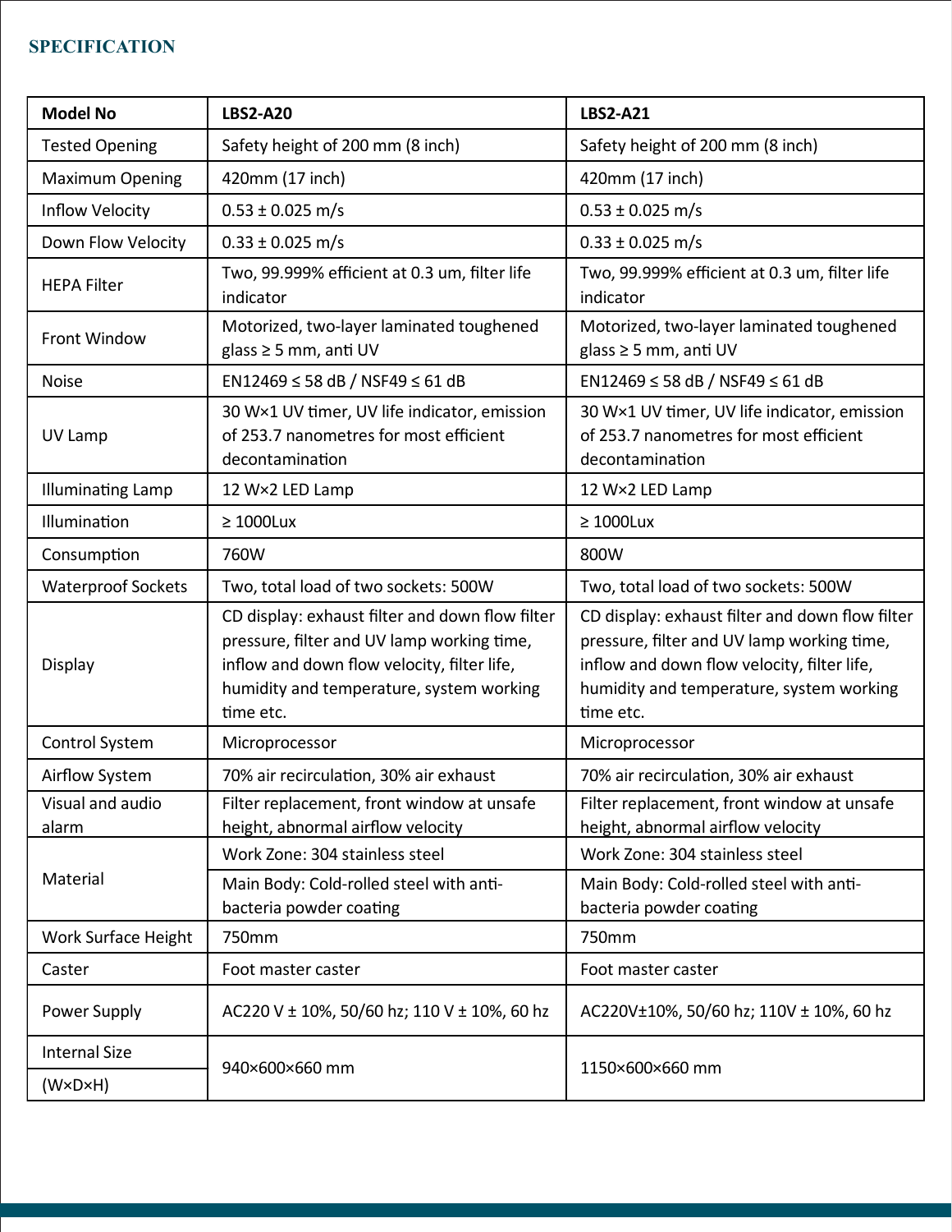## SPECIFICATION

| Model No | LBS2-A20 | LBS2-A21 |
|---|---|---|
| Tested Opening | Safety height of 200 mm (8 inch) | Safety height of 200 mm (8 inch) |
| Maximum Opening | 420mm (17 inch) | 420mm (17 inch) |
| Inflow Velocity | 0.53 ± 0.025 m/s | 0.53 ± 0.025 m/s |
| Down Flow Velocity | 0.33 ± 0.025 m/s | 0.33 ± 0.025 m/s |
| HEPA Filter | Two, 99.999% efficient at 0.3 um, filter life indicator | Two, 99.999% efficient at 0.3 um, filter life indicator |
| Front Window | Motorized, two-layer laminated toughened glass ≥ 5 mm, anti UV | Motorized, two-layer laminated toughened glass ≥ 5 mm, anti UV |
| Noise | EN12469 ≤ 58 dB / NSF49 ≤ 61 dB | EN12469 ≤ 58 dB / NSF49 ≤ 61 dB |
| UV Lamp | 30 W×1 UV timer, UV life indicator, emission of 253.7 nanometres for most efficient decontamination | 30 W×1 UV timer, UV life indicator, emission of 253.7 nanometres for most efficient decontamination |
| Illuminating Lamp | 12 W×2 LED Lamp | 12 W×2 LED Lamp |
| Illumination | ≥ 1000Lux | ≥ 1000Lux |
| Consumption | 760W | 800W |
| Waterproof Sockets | Two, total load of two sockets: 500W | Two, total load of two sockets: 500W |
| Display | CD display: exhaust filter and down flow filter pressure, filter and UV lamp working time, inflow and down flow velocity, filter life, humidity and temperature, system working time etc. | CD display: exhaust filter and down flow filter pressure, filter and UV lamp working time, inflow and down flow velocity, filter life, humidity and temperature, system working time etc. |
| Control System | Microprocessor | Microprocessor |
| Airflow System | 70% air recirculation, 30% air exhaust | 70% air recirculation, 30% air exhaust |
| Visual and audio alarm | Filter replacement, front window at unsafe height, abnormal airflow velocity | Filter replacement, front window at unsafe height, abnormal airflow velocity |
| Material | Work Zone: 304 stainless steel | Work Zone: 304 stainless steel |
| | Main Body: Cold-rolled steel with anti-bacteria powder coating | Main Body: Cold-rolled steel with anti-bacteria powder coating |
| Work Surface Height | 750mm | 750mm |
| Caster | Foot master caster | Foot master caster |
| Power Supply | AC220 V ± 10%, 50/60 hz; 110 V ± 10%, 60 hz | AC220V±10%, 50/60 hz; 110V ± 10%, 60 hz |
| Internal Size (W×D×H) | 940×600×660 mm | 1150×600×660 mm |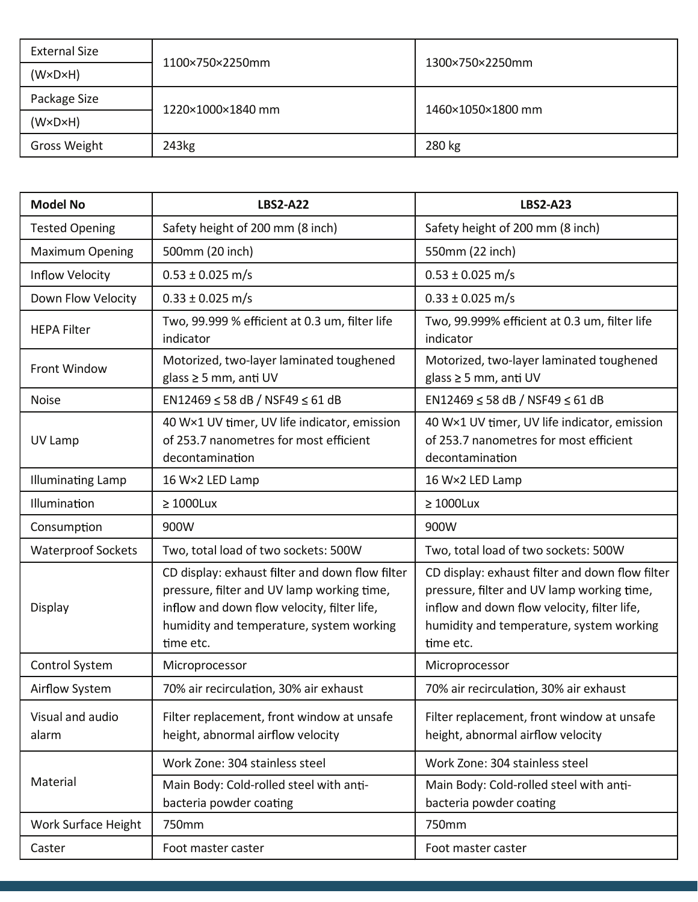| External Size (W×D×H) | 1100×750×2250mm | 1300×750×2250mm |
|---|---|---|
| Package Size (W×D×H) | 1220×1000×1840 mm | 1460×1050×1800 mm |
| Gross Weight | 243kg | 280 kg |

| **Model No** | **LBS2-A22** | **LBS2-A23** |
|---|---|---|
| Tested Opening | Safety height of 200 mm (8 inch) | Safety height of 200 mm (8 inch) |
| Maximum Opening | 500mm (20 inch) | 550mm (22 inch) |
| Inflow Velocity | 0.53 ± 0.025 m/s | 0.53 ± 0.025 m/s |
| Down Flow Velocity | 0.33 ± 0.025 m/s | 0.33 ± 0.025 m/s |
| HEPA Filter | Two, 99.999 % efficient at 0.3 um, filter life indicator | Two, 99.999% efficient at 0.3 um, filter life indicator |
| Front Window | Motorized, two-layer laminated toughened glass ≥ 5 mm, anti UV | Motorized, two-layer laminated toughened glass ≥ 5 mm, anti UV |
| Noise | EN12469 ≤ 58 dB / NSF49 ≤ 61 dB | EN12469 ≤ 58 dB / NSF49 ≤ 61 dB |
| UV Lamp | 40 W×1 UV timer, UV life indicator, emission of 253.7 nanometres for most efficient decontamination | 40 W×1 UV timer, UV life indicator, emission of 253.7 nanometres for most efficient decontamination |
| Illuminating Lamp | 16 W×2 LED Lamp | 16 W×2 LED Lamp |
| Illumination | ≥ 1000Lux | ≥ 1000Lux |
| Consumption | 900W | 900W |
| Waterproof Sockets | Two, total load of two sockets: 500W | Two, total load of two sockets: 500W |
| Display | CD display: exhaust filter and down flow filter pressure, filter and UV lamp working time, inflow and down flow velocity, filter life, humidity and temperature, system working time etc. | CD display: exhaust filter and down flow filter pressure, filter and UV lamp working time, inflow and down flow velocity, filter life, humidity and temperature, system working time etc. |
| Control System | Microprocessor | Microprocessor |
| Airflow System | 70% air recirculation, 30% air exhaust | 70% air recirculation, 30% air exhaust |
| Visual and audio alarm | Filter replacement, front window at unsafe height, abnormal airflow velocity | Filter replacement, front window at unsafe height, abnormal airflow velocity |
| Material | Work Zone: 304 stainless steel | Work Zone: 304 stainless steel |
| | Main Body: Cold-rolled steel with anti-bacteria powder coating | Main Body: Cold-rolled steel with anti-bacteria powder coating |
| Work Surface Height | 750mm | 750mm |
| Caster | Foot master caster | Foot master caster |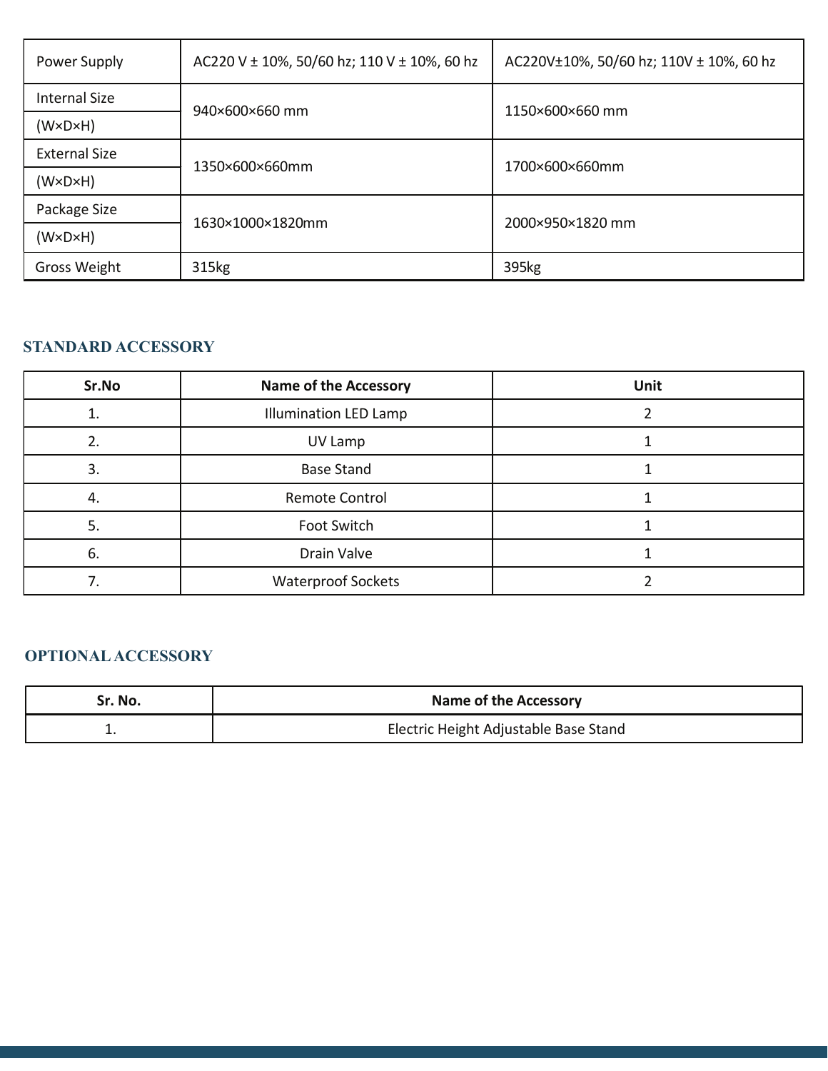| | | |
|---|---|---|
| Power Supply | AC220 V ± 10%, 50/60 hz; 110 V ± 10%, 60 hz | AC220V±10%, 50/60 hz; 110V ± 10%, 60 hz |
| Internal Size (W×D×H) | 940×600×660 mm | 1150×600×660 mm |
| External Size (W×D×H) | 1350×600×660mm | 1700×600×660mm |
| Package Size (W×D×H) | 1630×1000×1820mm | 2000×950×1820 mm |
| Gross Weight | 315kg | 395kg |

## STANDARD ACCESSORY

| Sr.No | Name of the Accessory | Unit |
|---|---|---|
| 1. | Illumination LED Lamp | 2 |
| 2. | UV Lamp | 1 |
| 3. | Base Stand | 1 |
| 4. | Remote Control | 1 |
| 5. | Foot Switch | 1 |
| 6. | Drain Valve | 1 |
| 7. | Waterproof Sockets | 2 |

## OPTIONAL ACCESSORY

| Sr. No. | Name of the Accessory |
|---|---|
| 1. | Electric Height Adjustable Base Stand |